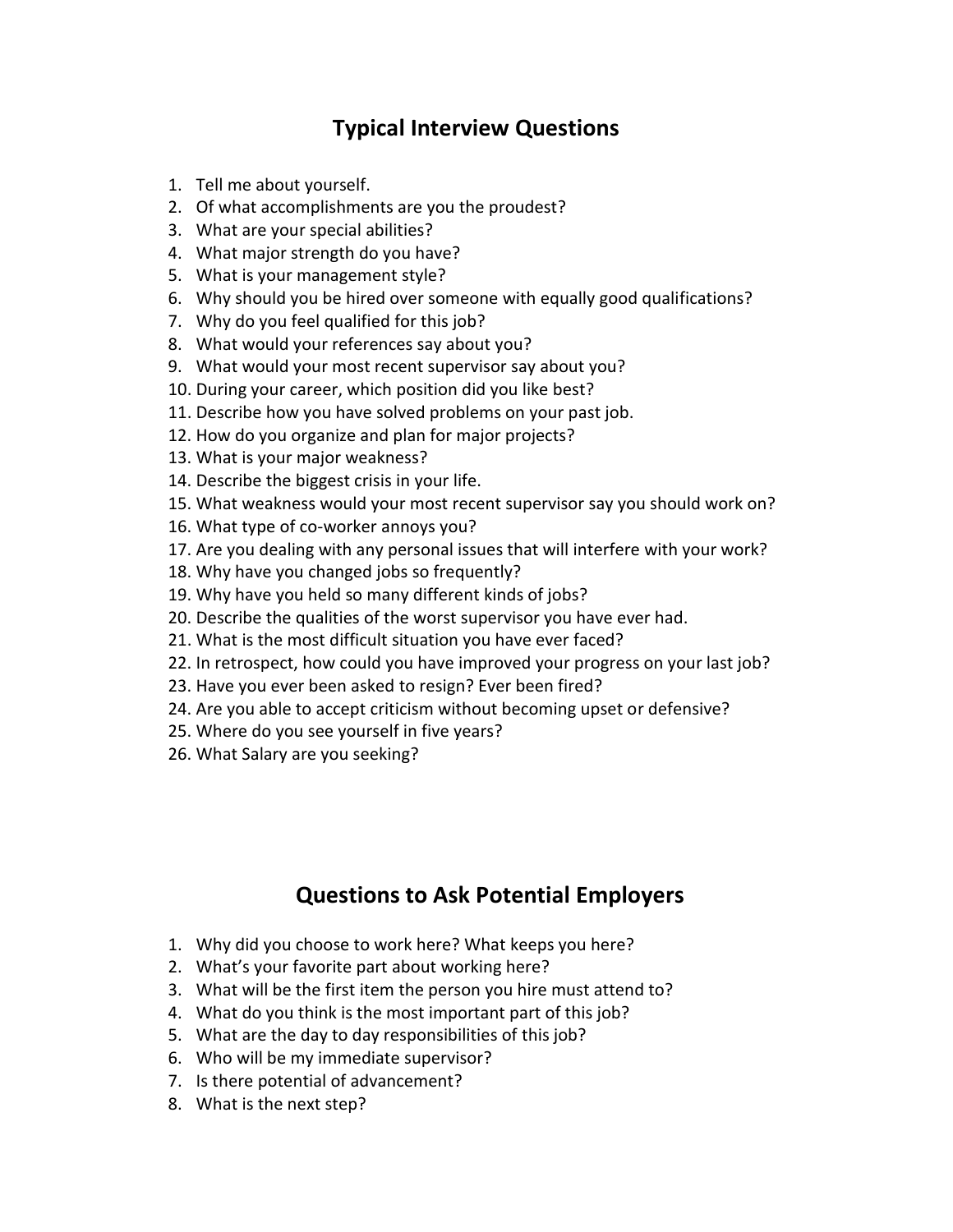# Typical Interview Questions

1. Tell me about yourself.
2. Of what accomplishments are you the proudest?
3. What are your special abilities?
4. What major strength do you have?
5. What is your management style?
6. Why should you be hired over someone with equally good qualifications?
7. Why do you feel qualified for this job?
8. What would your references say about you?
9. What would your most recent supervisor say about you?
10. During your career, which position did you like best?
11. Describe how you have solved problems on your past job.
12. How do you organize and plan for major projects?
13. What is your major weakness?
14. Describe the biggest crisis in your life.
15. What weakness would your most recent supervisor say you should work on?
16. What type of co-worker annoys you?
17. Are you dealing with any personal issues that will interfere with your work?
18. Why have you changed jobs so frequently?
19. Why have you held so many different kinds of jobs?
20. Describe the qualities of the worst supervisor you have ever had.
21. What is the most difficult situation you have ever faced?
22. In retrospect, how could you have improved your progress on your last job?
23. Have you ever been asked to resign? Ever been fired?
24. Are you able to accept criticism without becoming upset or defensive?
25. Where do you see yourself in five years?
26. What Salary are you seeking?

# Questions to Ask Potential Employers

1. Why did you choose to work here? What keeps you here?
2. What's your favorite part about working here?
3. What will be the first item the person you hire must attend to?
4. What do you think is the most important part of this job?
5. What are the day to day responsibilities of this job?
6. Who will be my immediate supervisor?
7. Is there potential of advancement?
8. What is the next step?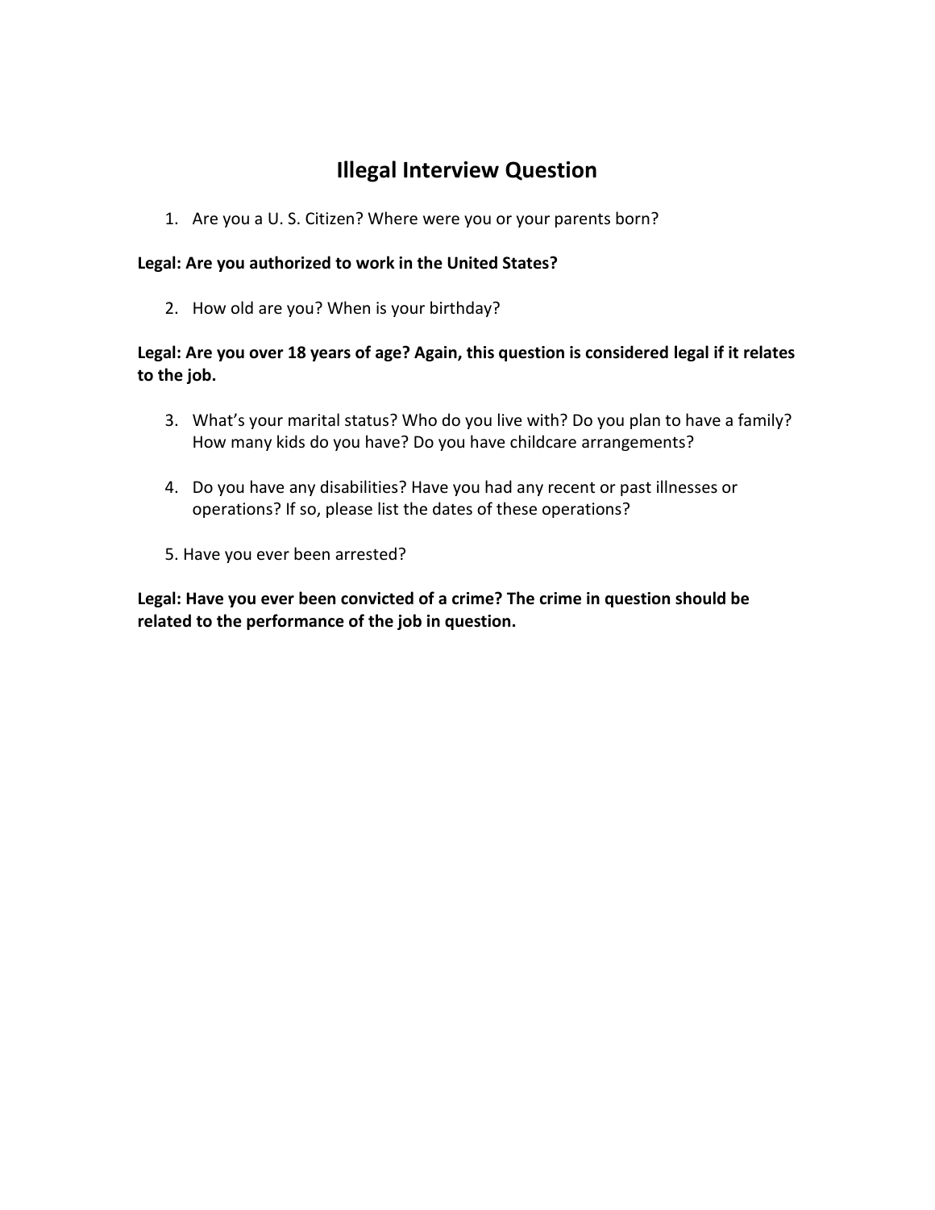# Illegal Interview Question

1. Are you a U. S. Citizen? Where were you or your parents born?

**Legal: Are you authorized to work in the United States?**

2. How old are you? When is your birthday?

**Legal: Are you over 18 years of age? Again, this question is considered legal if it relates to the job.**

3. What's your marital status? Who do you live with? Do you plan to have a family? How many kids do you have? Do you have childcare arrangements?

4. Do you have any disabilities? Have you had any recent or past illnesses or operations? If so, please list the dates of these operations?

5. Have you ever been arrested?

**Legal: Have you ever been convicted of a crime? The crime in question should be related to the performance of the job in question.**